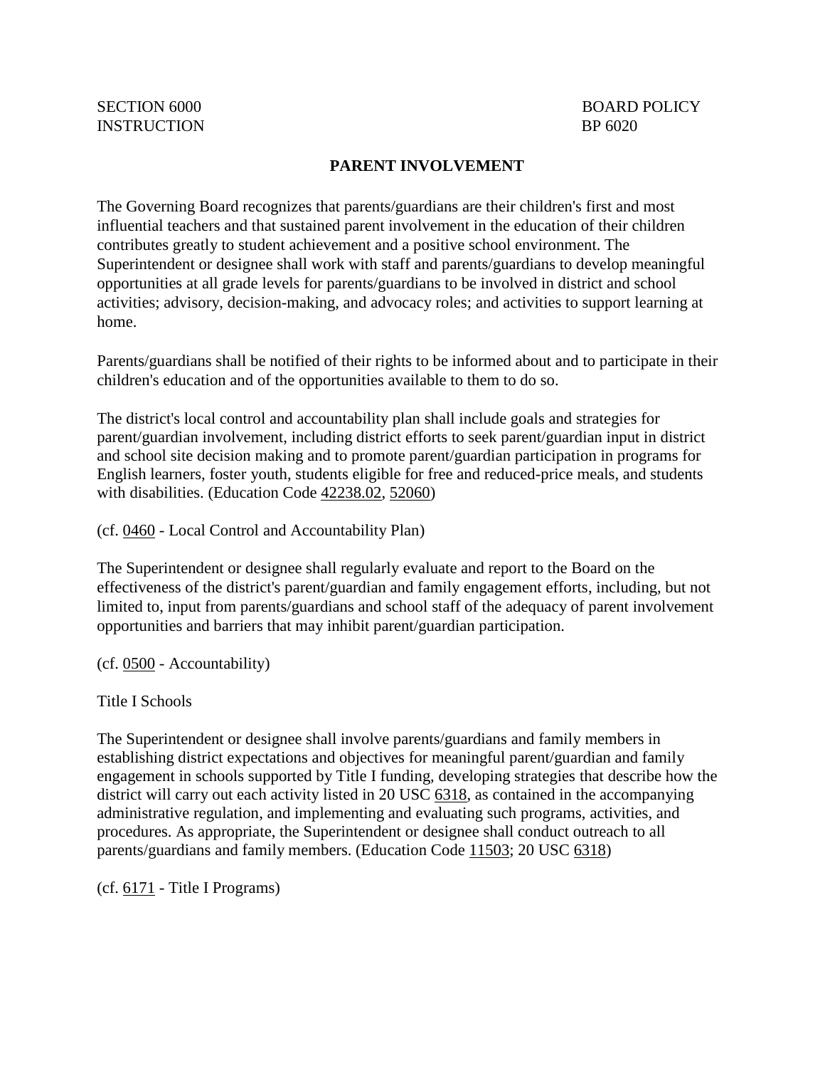SECTION 6000 BOARD POLICY
INSTRUCTION BP 6020

# PARENT INVOLVEMENT

The Governing Board recognizes that parents/guardians are their children's first and most influential teachers and that sustained parent involvement in the education of their children contributes greatly to student achievement and a positive school environment. The Superintendent or designee shall work with staff and parents/guardians to develop meaningful opportunities at all grade levels for parents/guardians to be involved in district and school activities; advisory, decision-making, and advocacy roles; and activities to support learning at home.

Parents/guardians shall be notified of their rights to be informed about and to participate in their children's education and of the opportunities available to them to do so.

The district's local control and accountability plan shall include goals and strategies for parent/guardian involvement, including district efforts to seek parent/guardian input in district and school site decision making and to promote parent/guardian participation in programs for English learners, foster youth, students eligible for free and reduced-price meals, and students with disabilities. (Education Code 42238.02, 52060)

(cf. 0460 - Local Control and Accountability Plan)

The Superintendent or designee shall regularly evaluate and report to the Board on the effectiveness of the district's parent/guardian and family engagement efforts, including, but not limited to, input from parents/guardians and school staff of the adequacy of parent involvement opportunities and barriers that may inhibit parent/guardian participation.

(cf. 0500 - Accountability)

Title I Schools

The Superintendent or designee shall involve parents/guardians and family members in establishing district expectations and objectives for meaningful parent/guardian and family engagement in schools supported by Title I funding, developing strategies that describe how the district will carry out each activity listed in 20 USC 6318, as contained in the accompanying administrative regulation, and implementing and evaluating such programs, activities, and procedures. As appropriate, the Superintendent or designee shall conduct outreach to all parents/guardians and family members. (Education Code 11503; 20 USC 6318)

(cf. 6171 - Title I Programs)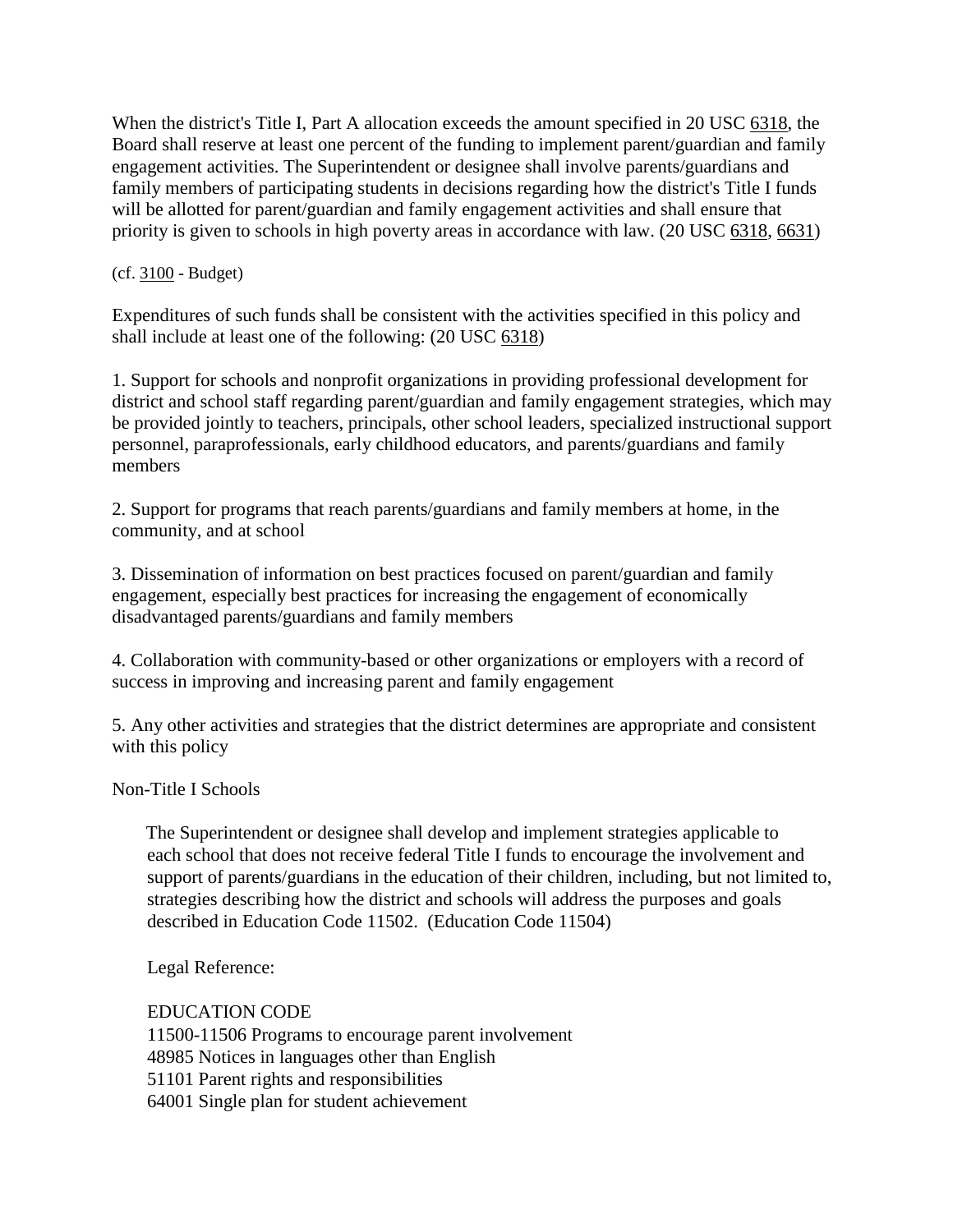When the district's Title I, Part A allocation exceeds the amount specified in 20 USC 6318, the Board shall reserve at least one percent of the funding to implement parent/guardian and family engagement activities. The Superintendent or designee shall involve parents/guardians and family members of participating students in decisions regarding how the district's Title I funds will be allotted for parent/guardian and family engagement activities and shall ensure that priority is given to schools in high poverty areas in accordance with law. (20 USC 6318, 6631)

(cf. 3100 - Budget)

Expenditures of such funds shall be consistent with the activities specified in this policy and shall include at least one of the following: (20 USC 6318)

1. Support for schools and nonprofit organizations in providing professional development for district and school staff regarding parent/guardian and family engagement strategies, which may be provided jointly to teachers, principals, other school leaders, specialized instructional support personnel, paraprofessionals, early childhood educators, and parents/guardians and family members

2. Support for programs that reach parents/guardians and family members at home, in the community, and at school

3. Dissemination of information on best practices focused on parent/guardian and family engagement, especially best practices for increasing the engagement of economically disadvantaged parents/guardians and family members

4. Collaboration with community-based or other organizations or employers with a record of success in improving and increasing parent and family engagement

5. Any other activities and strategies that the district determines are appropriate and consistent with this policy

Non-Title I Schools

The Superintendent or designee shall develop and implement strategies applicable to each school that does not receive federal Title I funds to encourage the involvement and support of parents/guardians in the education of their children, including, but not limited to, strategies describing how the district and schools will address the purposes and goals described in Education Code 11502. (Education Code 11504)

Legal Reference:

EDUCATION CODE
11500-11506 Programs to encourage parent involvement
48985 Notices in languages other than English
51101 Parent rights and responsibilities
64001 Single plan for student achievement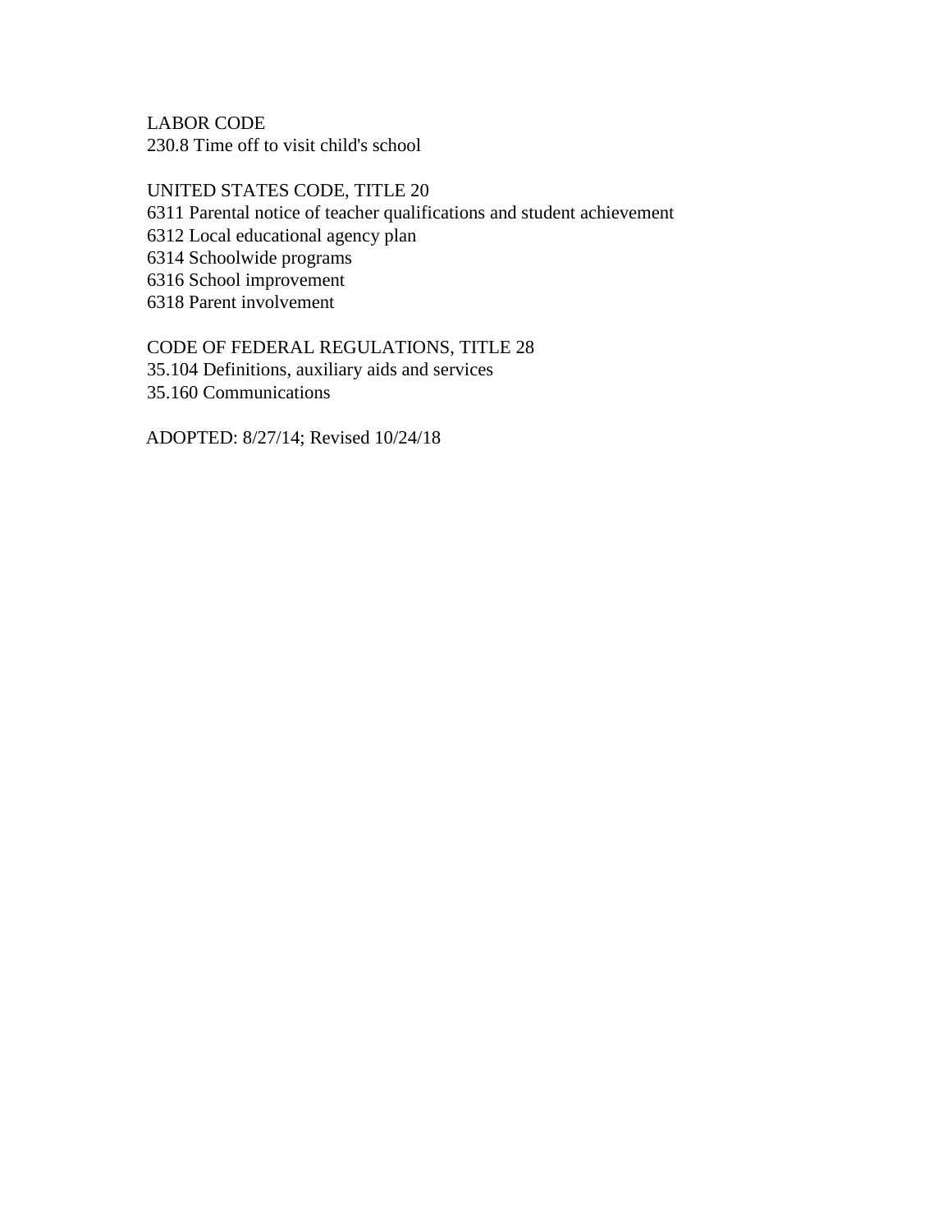LABOR CODE
230.8 Time off to visit child's school

UNITED STATES CODE, TITLE 20
6311 Parental notice of teacher qualifications and student achievement
6312 Local educational agency plan
6314 Schoolwide programs
6316 School improvement
6318 Parent involvement

CODE OF FEDERAL REGULATIONS, TITLE 28
35.104 Definitions, auxiliary aids and services
35.160 Communications

ADOPTED: 8/27/14; Revised 10/24/18